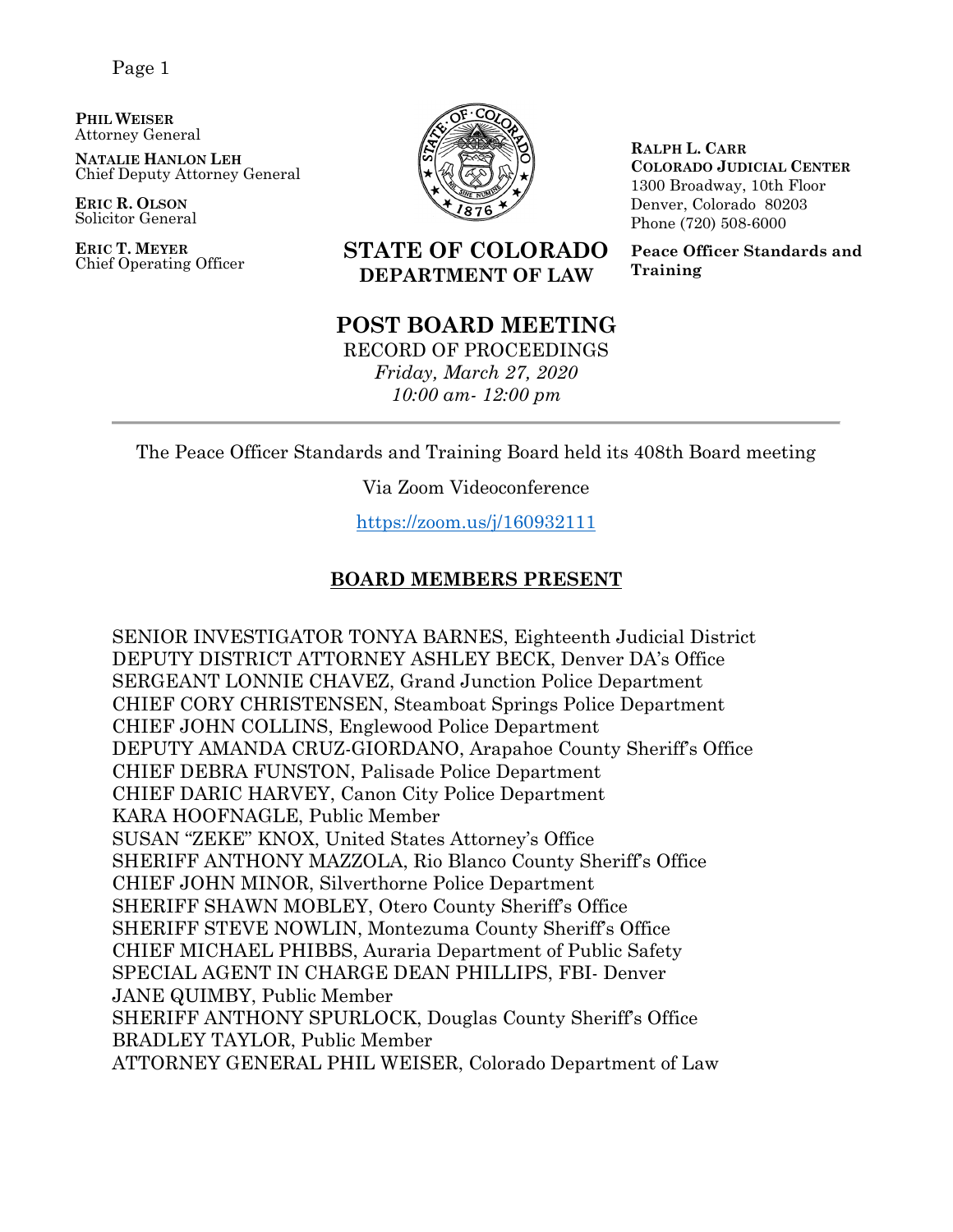**PHIL WEISER**
Attorney General

**NATALIE HANLON LEH**
Chief Deputy Attorney General

**ERIC R. OLSON**
Solicitor General

**ERIC T. MEYER**
Chief Operating Officer

**STATE OF COLORADO**
**DEPARTMENT OF LAW**

**RALPH L. CARR**
**COLORADO JUDICIAL CENTER**
1300 Broadway, 10th Floor
Denver, Colorado 80203
Phone (720) 508-6000

**Peace Officer Standards and Training**

# POST BOARD MEETING

RECORD OF PROCEEDINGS
*Friday, March 27, 2020*
*10:00 am- 12:00 pm*

---

The Peace Officer Standards and Training Board held its 408th Board meeting

Via Zoom Videoconference

https://zoom.us/j/160932111

## BOARD MEMBERS PRESENT

SENIOR INVESTIGATOR TONYA BARNES, Eighteenth Judicial District
DEPUTY DISTRICT ATTORNEY ASHLEY BECK, Denver DA's Office
SERGEANT LONNIE CHAVEZ, Grand Junction Police Department
CHIEF CORY CHRISTENSEN, Steamboat Springs Police Department
CHIEF JOHN COLLINS, Englewood Police Department
DEPUTY AMANDA CRUZ-GIORDANO, Arapahoe County Sheriff's Office
CHIEF DEBRA FUNSTON, Palisade Police Department
CHIEF DARIC HARVEY, Canon City Police Department
KARA HOOFNAGLE, Public Member
SUSAN "ZEKE" KNOX, United States Attorney's Office
SHERIFF ANTHONY MAZZOLA, Rio Blanco County Sheriff's Office
CHIEF JOHN MINOR, Silverthorne Police Department
SHERIFF SHAWN MOBLEY, Otero County Sheriff's Office
SHERIFF STEVE NOWLIN, Montezuma County Sheriff's Office
CHIEF MICHAEL PHIBBS, Auraria Department of Public Safety
SPECIAL AGENT IN CHARGE DEAN PHILLIPS, FBI- Denver
JANE QUIMBY, Public Member
SHERIFF ANTHONY SPURLOCK, Douglas County Sheriff's Office
BRADLEY TAYLOR, Public Member
ATTORNEY GENERAL PHIL WEISER, Colorado Department of Law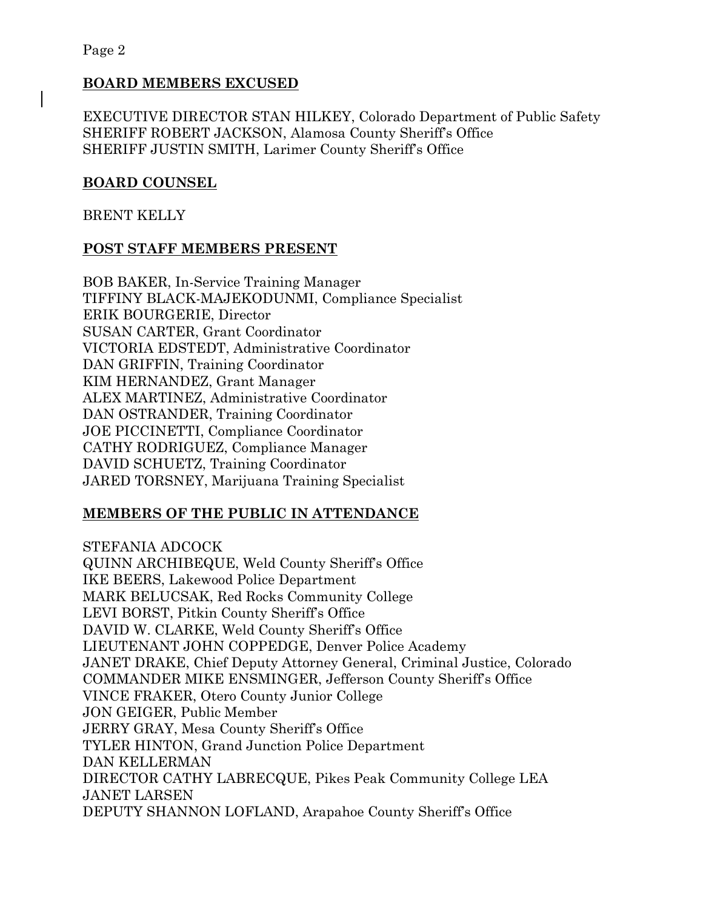## BOARD MEMBERS EXCUSED

EXECUTIVE DIRECTOR STAN HILKEY, Colorado Department of Public Safety
SHERIFF ROBERT JACKSON, Alamosa County Sheriff's Office
SHERIFF JUSTIN SMITH, Larimer County Sheriff's Office

## BOARD COUNSEL

BRENT KELLY

## POST STAFF MEMBERS PRESENT

BOB BAKER, In-Service Training Manager
TIFFINY BLACK-MAJEKODUNMI, Compliance Specialist
ERIK BOURGERIE, Director
SUSAN CARTER, Grant Coordinator
VICTORIA EDSTEDT, Administrative Coordinator
DAN GRIFFIN, Training Coordinator
KIM HERNANDEZ, Grant Manager
ALEX MARTINEZ, Administrative Coordinator
DAN OSTRANDER, Training Coordinator
JOE PICCINETTI, Compliance Coordinator
CATHY RODRIGUEZ, Compliance Manager
DAVID SCHUETZ, Training Coordinator
JARED TORSNEY, Marijuana Training Specialist

## MEMBERS OF THE PUBLIC IN ATTENDANCE

STEFANIA ADCOCK
QUINN ARCHIBEQUE, Weld County Sheriff's Office
IKE BEERS, Lakewood Police Department
MARK BELUCSAK, Red Rocks Community College
LEVI BORST, Pitkin County Sheriff's Office
DAVID W. CLARKE, Weld County Sheriff's Office
LIEUTENANT JOHN COPPEDGE, Denver Police Academy
JANET DRAKE, Chief Deputy Attorney General, Criminal Justice, Colorado
COMMANDER MIKE ENSMINGER, Jefferson County Sheriff's Office
VINCE FRAKER, Otero County Junior College
JON GEIGER, Public Member
JERRY GRAY, Mesa County Sheriff's Office
TYLER HINTON, Grand Junction Police Department
DAN KELLERMAN
DIRECTOR CATHY LABRECQUE, Pikes Peak Community College LEA
JANET LARSEN
DEPUTY SHANNON LOFLAND, Arapahoe County Sheriff's Office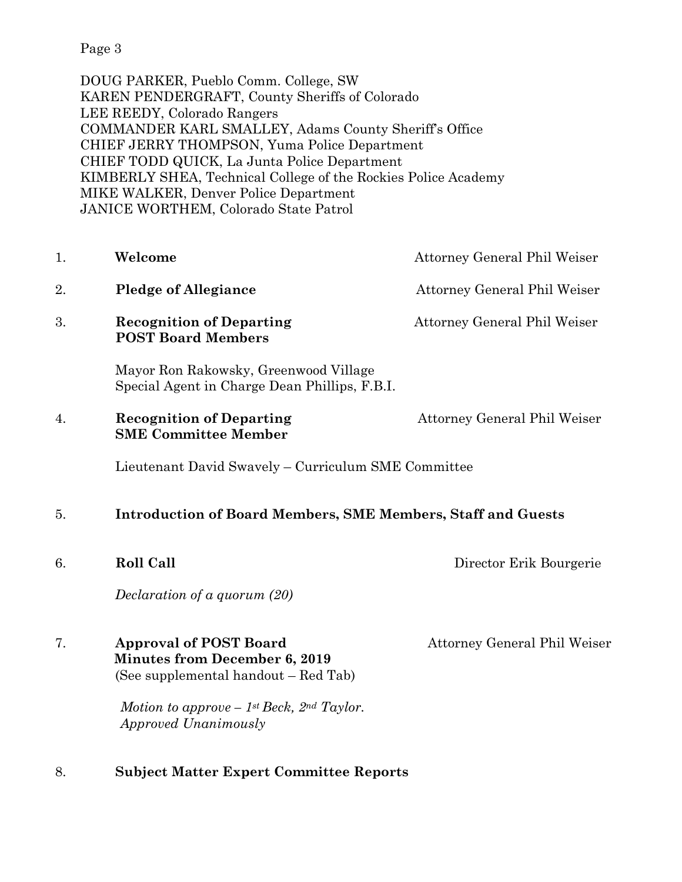DOUG PARKER, Pueblo Comm. College, SW
KAREN PENDERGRAFT, County Sheriffs of Colorado
LEE REEDY, Colorado Rangers
COMMANDER KARL SMALLEY, Adams County Sheriff's Office
CHIEF JERRY THOMPSON, Yuma Police Department
CHIEF TODD QUICK, La Junta Police Department
KIMBERLY SHEA, Technical College of the Rockies Police Academy
MIKE WALKER, Denver Police Department
JANICE WORTHEM, Colorado State Patrol

1. **Welcome** — Attorney General Phil Weiser

2. **Pledge of Allegiance** — Attorney General Phil Weiser

3. **Recognition of Departing POST Board Members** — Attorney General Phil Weiser

   Mayor Ron Rakowsky, Greenwood Village
   Special Agent in Charge Dean Phillips, F.B.I.

4. **Recognition of Departing SME Committee Member** — Attorney General Phil Weiser

   Lieutenant David Swavely – Curriculum SME Committee

5. **Introduction of Board Members, SME Members, Staff and Guests**

6. **Roll Call** — Director Erik Bourgerie

   *Declaration of a quorum (20)*

7. **Approval of POST Board Minutes from December 6, 2019** — Attorney General Phil Weiser
   (See supplemental handout – Red Tab)

   *Motion to approve – 1st Beck, 2nd Taylor.*
   *Approved Unanimously*

8. **Subject Matter Expert Committee Reports**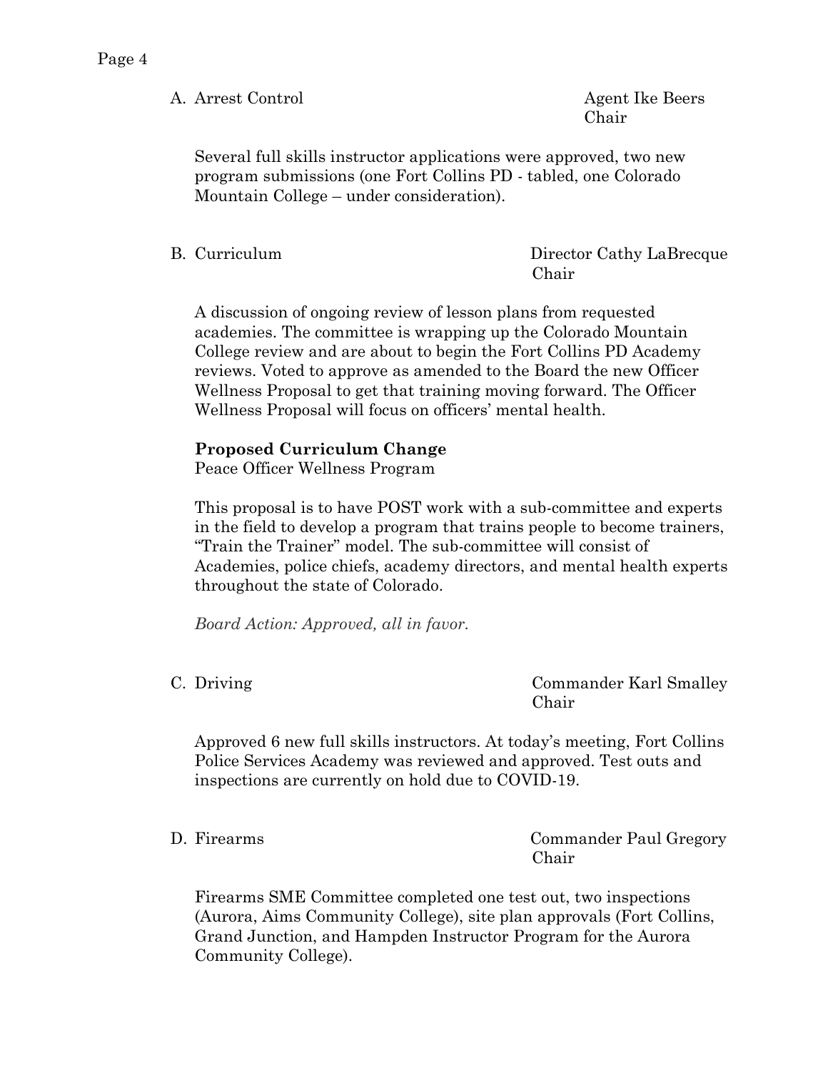A. Arrest Control — Agent Ike Beers, Chair

Several full skills instructor applications were approved, two new program submissions (one Fort Collins PD - tabled, one Colorado Mountain College – under consideration).

B. Curriculum — Director Cathy LaBrecque, Chair

A discussion of ongoing review of lesson plans from requested academies. The committee is wrapping up the Colorado Mountain College review and are about to begin the Fort Collins PD Academy reviews. Voted to approve as amended to the Board the new Officer Wellness Proposal to get that training moving forward. The Officer Wellness Proposal will focus on officers' mental health.

**Proposed Curriculum Change**
Peace Officer Wellness Program

This proposal is to have POST work with a sub-committee and experts in the field to develop a program that trains people to become trainers, "Train the Trainer" model. The sub-committee will consist of Academies, police chiefs, academy directors, and mental health experts throughout the state of Colorado.

*Board Action: Approved, all in favor.*

C. Driving — Commander Karl Smalley, Chair

Approved 6 new full skills instructors. At today's meeting, Fort Collins Police Services Academy was reviewed and approved. Test outs and inspections are currently on hold due to COVID-19.

D. Firearms — Commander Paul Gregory, Chair

Firearms SME Committee completed one test out, two inspections (Aurora, Aims Community College), site plan approvals (Fort Collins, Grand Junction, and Hampden Instructor Program for the Aurora Community College).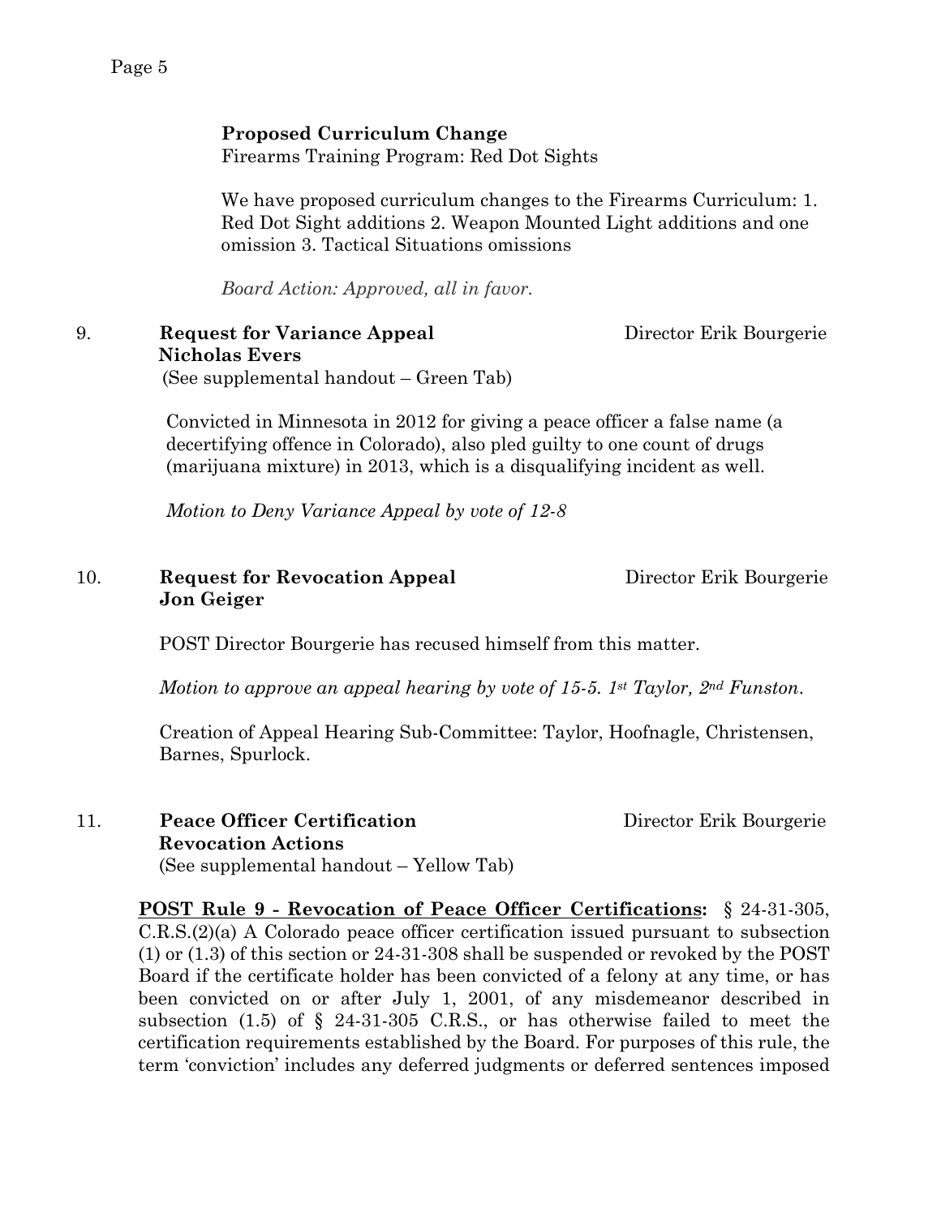**Proposed Curriculum Change**
Firearms Training Program: Red Dot Sights

We have proposed curriculum changes to the Firearms Curriculum: 1. Red Dot Sight additions 2. Weapon Mounted Light additions and one omission 3. Tactical Situations omissions

*Board Action: Approved, all in favor.*

9. **Request for Variance Appeal** Director Erik Bourgerie
**Nicholas Evers**
(See supplemental handout – Green Tab)

Convicted in Minnesota in 2012 for giving a peace officer a false name (a decertifying offence in Colorado), also pled guilty to one count of drugs (marijuana mixture) in 2013, which is a disqualifying incident as well.

*Motion to Deny Variance Appeal by vote of 12-8*

10. **Request for Revocation Appeal** Director Erik Bourgerie
**Jon Geiger**

POST Director Bourgerie has recused himself from this matter.

*Motion to approve an appeal hearing by vote of 15-5. 1st Taylor, 2nd Funston.*

Creation of Appeal Hearing Sub-Committee: Taylor, Hoofnagle, Christensen, Barnes, Spurlock.

11. **Peace Officer Certification Revocation Actions** Director Erik Bourgerie
(See supplemental handout – Yellow Tab)

**<u>POST Rule 9 - Revocation of Peace Officer Certifications</u>:** § 24-31-305, C.R.S.(2)(a) A Colorado peace officer certification issued pursuant to subsection (1) or (1.3) of this section or 24-31-308 shall be suspended or revoked by the POST Board if the certificate holder has been convicted of a felony at any time, or has been convicted on or after July 1, 2001, of any misdemeanor described in subsection (1.5) of § 24-31-305 C.R.S., or has otherwise failed to meet the certification requirements established by the Board. For purposes of this rule, the term 'conviction' includes any deferred judgments or deferred sentences imposed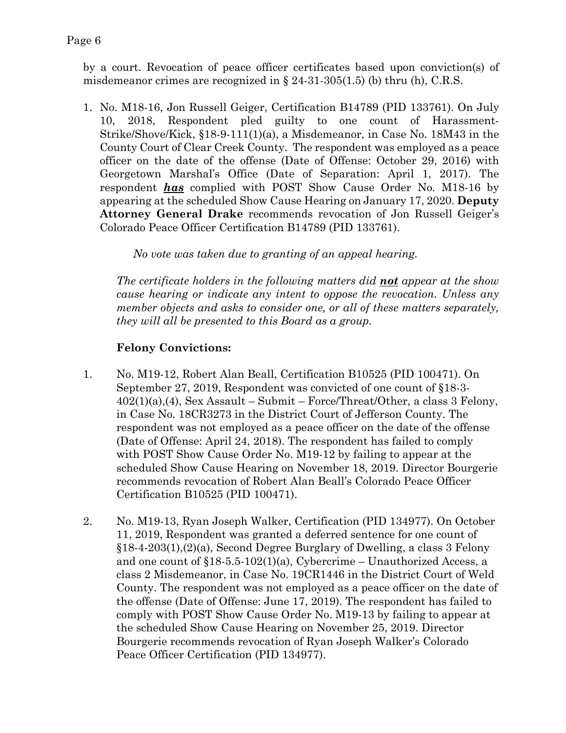by a court. Revocation of peace officer certificates based upon conviction(s) of misdemeanor crimes are recognized in § 24-31-305(1.5) (b) thru (h), C.R.S.

1. No. M18-16, Jon Russell Geiger, Certification B14789 (PID 133761). On July 10, 2018, Respondent pled guilty to one count of Harassment-Strike/Shove/Kick, §18-9-111(1)(a), a Misdemeanor, in Case No. 18M43 in the County Court of Clear Creek County. The respondent was employed as a peace officer on the date of the offense (Date of Offense: October 29, 2016) with Georgetown Marshal's Office (Date of Separation: April 1, 2017). The respondent ***<u>has</u>*** complied with POST Show Cause Order No. M18-16 by appearing at the scheduled Show Cause Hearing on January 17, 2020. **Deputy Attorney General Drake** recommends revocation of Jon Russell Geiger's Colorado Peace Officer Certification B14789 (PID 133761).

   *No vote was taken due to granting of an appeal hearing.*

   *The certificate holders in the following matters did **<u>not</u>** appear at the show cause hearing or indicate any intent to oppose the revocation. Unless any member objects and asks to consider one, or all of these matters separately, they will all be presented to this Board as a group.*

   **Felony Convictions:**

1. No. M19-12, Robert Alan Beall, Certification B10525 (PID 100471). On September 27, 2019, Respondent was convicted of one count of §18-3-402(1)(a),(4), Sex Assault – Submit – Force/Threat/Other, a class 3 Felony, in Case No. 18CR3273 in the District Court of Jefferson County. The respondent was not employed as a peace officer on the date of the offense (Date of Offense: April 24, 2018). The respondent has failed to comply with POST Show Cause Order No. M19-12 by failing to appear at the scheduled Show Cause Hearing on November 18, 2019. Director Bourgerie recommends revocation of Robert Alan Beall's Colorado Peace Officer Certification B10525 (PID 100471).

2. No. M19-13, Ryan Joseph Walker, Certification (PID 134977). On October 11, 2019, Respondent was granted a deferred sentence for one count of §18-4-203(1),(2)(a), Second Degree Burglary of Dwelling, a class 3 Felony and one count of §18-5.5-102(1)(a), Cybercrime – Unauthorized Access, a class 2 Misdemeanor, in Case No. 19CR1446 in the District Court of Weld County. The respondent was not employed as a peace officer on the date of the offense (Date of Offense: June 17, 2019). The respondent has failed to comply with POST Show Cause Order No. M19-13 by failing to appear at the scheduled Show Cause Hearing on November 25, 2019. Director Bourgerie recommends revocation of Ryan Joseph Walker's Colorado Peace Officer Certification (PID 134977).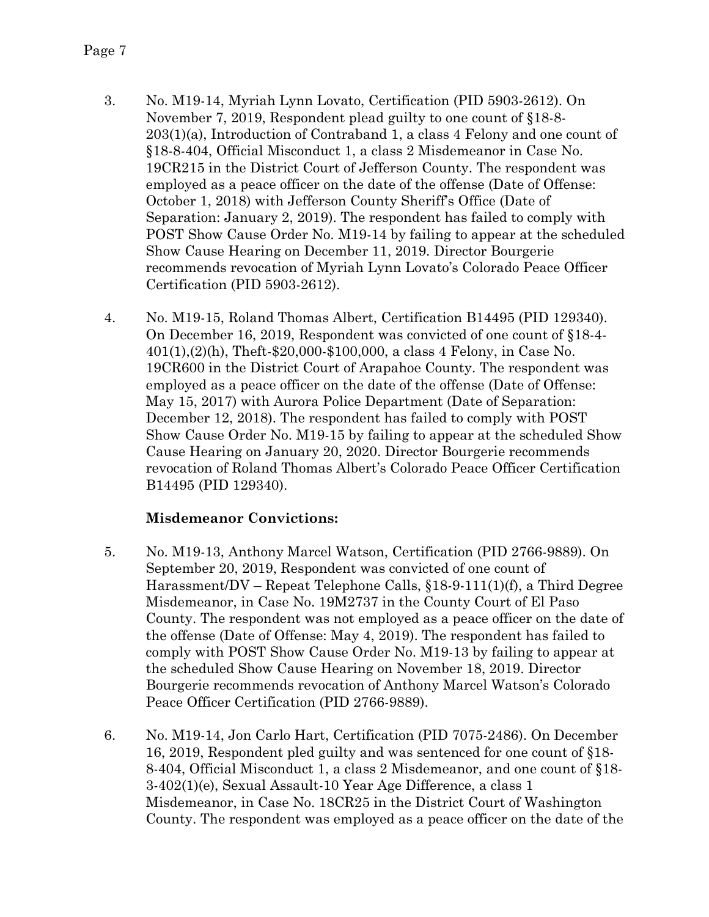3. No. M19-14, Myriah Lynn Lovato, Certification (PID 5903-2612). On November 7, 2019, Respondent plead guilty to one count of §18-8-203(1)(a), Introduction of Contraband 1, a class 4 Felony and one count of §18-8-404, Official Misconduct 1, a class 2 Misdemeanor in Case No. 19CR215 in the District Court of Jefferson County. The respondent was employed as a peace officer on the date of the offense (Date of Offense: October 1, 2018) with Jefferson County Sheriff's Office (Date of Separation: January 2, 2019). The respondent has failed to comply with POST Show Cause Order No. M19-14 by failing to appear at the scheduled Show Cause Hearing on December 11, 2019. Director Bourgerie recommends revocation of Myriah Lynn Lovato's Colorado Peace Officer Certification (PID 5903-2612).

4. No. M19-15, Roland Thomas Albert, Certification B14495 (PID 129340). On December 16, 2019, Respondent was convicted of one count of §18-4-401(1),(2)(h), Theft-$20,000-$100,000, a class 4 Felony, in Case No. 19CR600 in the District Court of Arapahoe County. The respondent was employed as a peace officer on the date of the offense (Date of Offense: May 15, 2017) with Aurora Police Department (Date of Separation: December 12, 2018). The respondent has failed to comply with POST Show Cause Order No. M19-15 by failing to appear at the scheduled Show Cause Hearing on January 20, 2020. Director Bourgerie recommends revocation of Roland Thomas Albert's Colorado Peace Officer Certification B14495 (PID 129340).

**Misdemeanor Convictions:**

5. No. M19-13, Anthony Marcel Watson, Certification (PID 2766-9889). On September 20, 2019, Respondent was convicted of one count of Harassment/DV – Repeat Telephone Calls, §18-9-111(1)(f), a Third Degree Misdemeanor, in Case No. 19M2737 in the County Court of El Paso County. The respondent was not employed as a peace officer on the date of the offense (Date of Offense: May 4, 2019). The respondent has failed to comply with POST Show Cause Order No. M19-13 by failing to appear at the scheduled Show Cause Hearing on November 18, 2019. Director Bourgerie recommends revocation of Anthony Marcel Watson's Colorado Peace Officer Certification (PID 2766-9889).

6. No. M19-14, Jon Carlo Hart, Certification (PID 7075-2486). On December 16, 2019, Respondent pled guilty and was sentenced for one count of §18-8-404, Official Misconduct 1, a class 2 Misdemeanor, and one count of §18-3-402(1)(e), Sexual Assault-10 Year Age Difference, a class 1 Misdemeanor, in Case No. 18CR25 in the District Court of Washington County. The respondent was employed as a peace officer on the date of the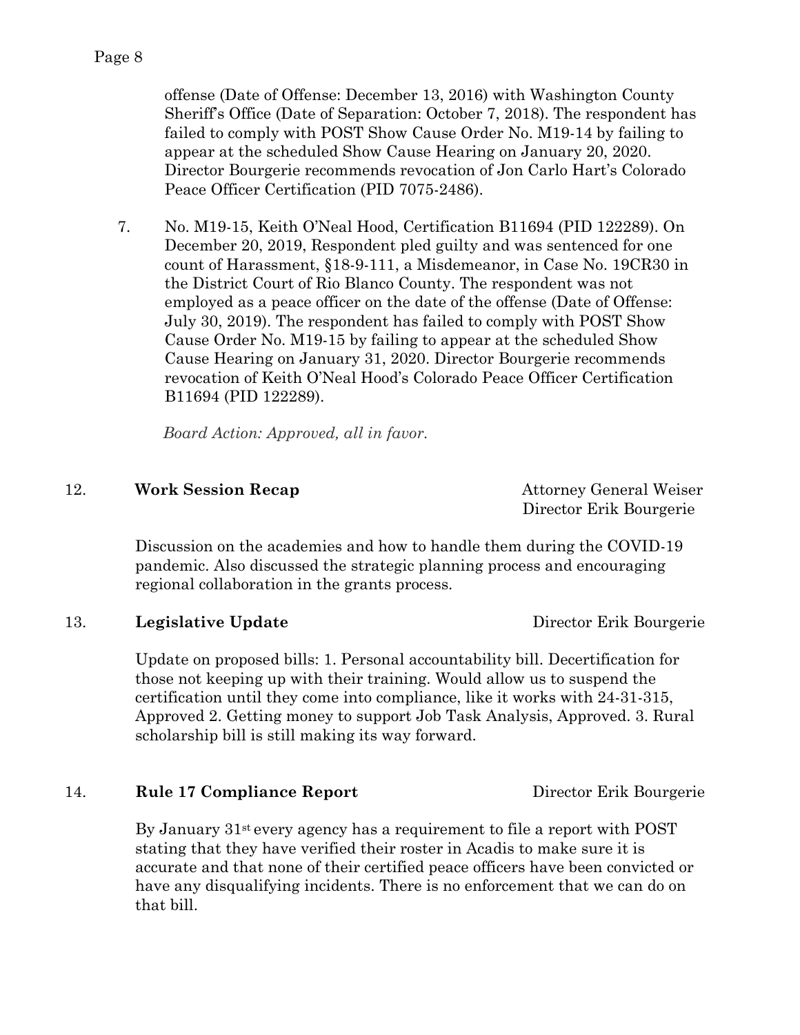offense (Date of Offense: December 13, 2016) with Washington County Sheriff's Office (Date of Separation: October 7, 2018). The respondent has failed to comply with POST Show Cause Order No. M19-14 by failing to appear at the scheduled Show Cause Hearing on January 20, 2020. Director Bourgerie recommends revocation of Jon Carlo Hart's Colorado Peace Officer Certification (PID 7075-2486).

7. No. M19-15, Keith O'Neal Hood, Certification B11694 (PID 122289). On December 20, 2019, Respondent pled guilty and was sentenced for one count of Harassment, §18-9-111, a Misdemeanor, in Case No. 19CR30 in the District Court of Rio Blanco County. The respondent was not employed as a peace officer on the date of the offense (Date of Offense: July 30, 2019). The respondent has failed to comply with POST Show Cause Order No. M19-15 by failing to appear at the scheduled Show Cause Hearing on January 31, 2020. Director Bourgerie recommends revocation of Keith O'Neal Hood's Colorado Peace Officer Certification B11694 (PID 122289).

*Board Action: Approved, all in favor.*

12. **Work Session Recap** — Attorney General Weiser, Director Erik Bourgerie

Discussion on the academies and how to handle them during the COVID-19 pandemic. Also discussed the strategic planning process and encouraging regional collaboration in the grants process.

13. **Legislative Update** — Director Erik Bourgerie

Update on proposed bills: 1. Personal accountability bill. Decertification for those not keeping up with their training. Would allow us to suspend the certification until they come into compliance, like it works with 24-31-315, Approved 2. Getting money to support Job Task Analysis, Approved. 3. Rural scholarship bill is still making its way forward.

14. **Rule 17 Compliance Report** — Director Erik Bourgerie

By January 31st every agency has a requirement to file a report with POST stating that they have verified their roster in Acadis to make sure it is accurate and that none of their certified peace officers have been convicted or have any disqualifying incidents. There is no enforcement that we can do on that bill.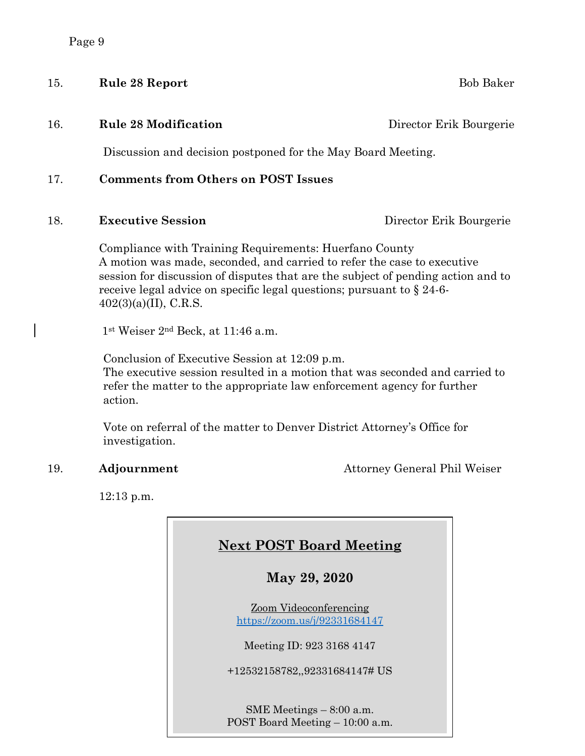15. **Rule 28 Report** Bob Baker

16. **Rule 28 Modification** Director Erik Bourgerie

Discussion and decision postponed for the May Board Meeting.

17. **Comments from Others on POST Issues**

18. **Executive Session** Director Erik Bourgerie

Compliance with Training Requirements: Huerfano County
A motion was made, seconded, and carried to refer the case to executive session for discussion of disputes that are the subject of pending action and to receive legal advice on specific legal questions; pursuant to § 24-6-402(3)(a)(II), C.R.S.

1st Weiser 2nd Beck, at 11:46 a.m.

Conclusion of Executive Session at 12:09 p.m.
The executive session resulted in a motion that was seconded and carried to refer the matter to the appropriate law enforcement agency for further action.

Vote on referral of the matter to Denver District Attorney's Office for investigation.

19. **Adjournment** Attorney General Phil Weiser

12:13 p.m.

**Next POST Board Meeting**

**May 29, 2020**

Zoom Videoconferencing
https://zoom.us/j/92331684147

Meeting ID: 923 3168 4147

+12532158782,,92331684147# US

SME Meetings – 8:00 a.m.
POST Board Meeting – 10:00 a.m.